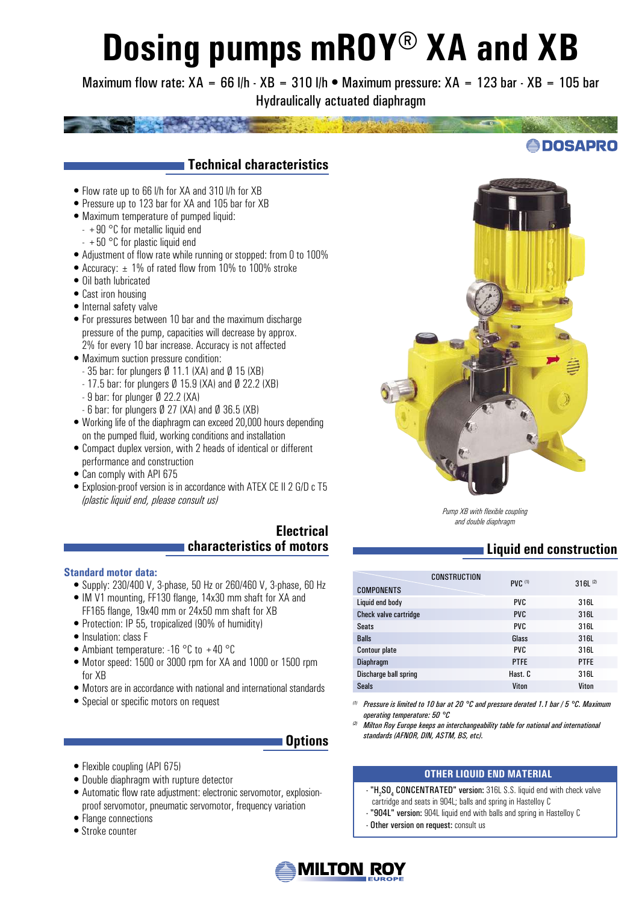# Dosing pumps mROY® XA and XB

Maximum flow rate: XA = 66 l/h - XB = 310 l/h • Maximum pressure: XA = 123 bar - XB = 105 bar
Hydraulically actuated diaphragm

DOSAPRO

## Technical characteristics

- Flow rate up to 66 l/h for XA and 310 l/h for XB
- Pressure up to 123 bar for XA and 105 bar for XB
- Maximum temperature of pumped liquid:
  - +90 °C for metallic liquid end
  - +50 °C for plastic liquid end
- Adjustment of flow rate while running or stopped: from 0 to 100%
- Accuracy: ± 1% of rated flow from 10% to 100% stroke
- Oil bath lubricated
- Cast iron housing
- Internal safety valve
- For pressures between 10 bar and the maximum discharge pressure of the pump, capacities will decrease by approx. 2% for every 10 bar increase. Accuracy is not affected
- Maximum suction pressure condition:
  - 35 bar: for plungers Ø 11.1 (XA) and Ø 15 (XB)
  - 17.5 bar: for plungers Ø 15.9 (XA) and Ø 22.2 (XB)
  - 9 bar: for plunger Ø 22.2 (XA)
  - 6 bar: for plungers Ø 27 (XA) and Ø 36.5 (XB)
- Working life of the diaphragm can exceed 20,000 hours depending on the pumped fluid, working conditions and installation
- Compact duplex version, with 2 heads of identical or different performance and construction
- Can comply with API 675
- Explosion-proof version is in accordance with ATEX CE II 2 G/D c T5 *(plastic liquid end, please consult us)*

*Pump XB with flexible coupling and double diaphragm*

## Electrical characteristics of motors

**Standard motor data:**

- Supply: 230/400 V, 3-phase, 50 Hz or 260/460 V, 3-phase, 60 Hz
- IM V1 mounting, FF130 flange, 14x30 mm shaft for XA and FF165 flange, 19x40 mm or 24x50 mm shaft for XB
- Protection: IP 55, tropicalized (90% of humidity)
- Insulation: class F
- Ambiant temperature: -16 °C to +40 °C
- Motor speed: 1500 or 3000 rpm for XA and 1000 or 1500 rpm for XB
- Motors are in accordance with national and international standards
- Special or specific motors on request

## Options

- Flexible coupling (API 675)
- Double diaphragm with rupture detector
- Automatic flow rate adjustment: electronic servomotor, explosion-proof servomotor, pneumatic servomotor, frequency variation
- Flange connections
- Stroke counter

## Liquid end construction

| COMPONENTS \ CONSTRUCTION | PVC [1] | 316L [2] |
|---|---|---|
| Liquid end body | PVC | 316L |
| Check valve cartridge | PVC | 316L |
| Seats | PVC | 316L |
| Balls | Glass | 316L |
| Contour plate | PVC | 316L |
| Diaphragm | PTFE | PTFE |
| Discharge ball spring | Hast. C | 316L |
| Seals | Viton | Viton |

[1] *Pressure is limited to 10 bar at 20 °C and pressure derated 1.1 bar / 5 °C. Maximum operating temperature: 50 °C*

[2] *Milton Roy Europe keeps an interchangeability table for national and international standards (AFNOR, DIN, ASTM, BS, etc).*

### OTHER LIQUID END MATERIAL

- **"$H_2SO_4$ CONCENTRATED" version:** 316L S.S. liquid end with check valve cartridge and seats in 904L; balls and spring in Hastelloy C
- **"904L" version:** 904L liquid end with balls and spring in Hastelloy C
- **Other version on request:** consult us

MILTON ROY EUROPE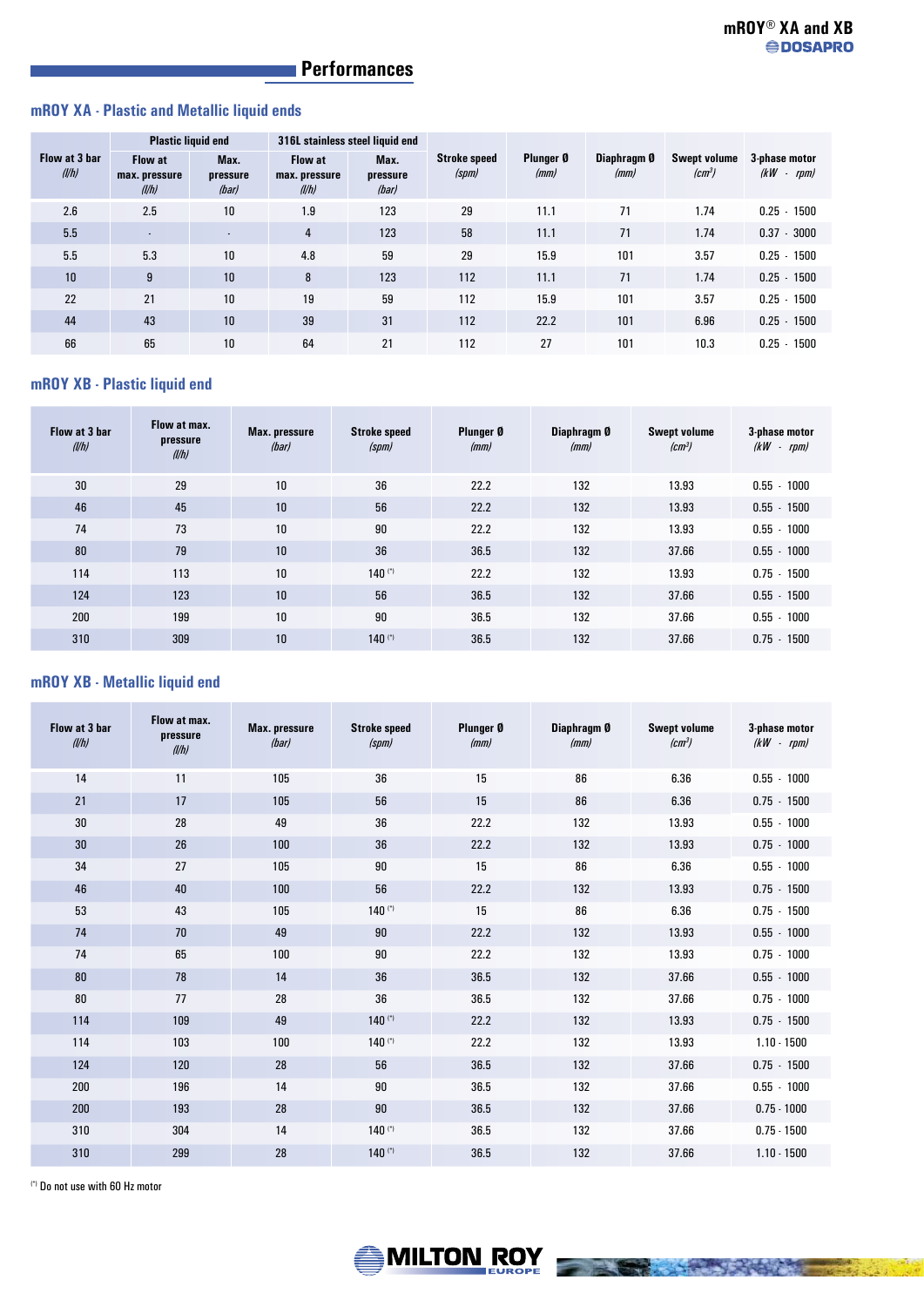## Performances

### mROY XA - Plastic and Metallic liquid ends

| Flow at 3 bar (l/h) | Plastic liquid end | | 316L stainless steel liquid end | | Stroke speed (spm) | Plunger Ø (mm) | Diaphragm Ø (mm) | Swept volume (cm³) | 3-phase motor (kW - rpm) |
|---|---|---|---|---|---|---|---|---|---|
| | Flow at max. pressure (l/h) | Max. pressure (bar) | Flow at max. pressure (l/h) | Max. pressure (bar) | | | | | |
| 2.6 | 2.5 | 10 | 1.9 | 123 | 29 | 11.1 | 71 | 1.74 | 0.25 - 1500 |
| 5.5 | - | - | 4 | 123 | 58 | 11.1 | 71 | 1.74 | 0.37 - 3000 |
| 5.5 | 5.3 | 10 | 4.8 | 59 | 29 | 15.9 | 101 | 3.57 | 0.25 - 1500 |
| 10 | 9 | 10 | 8 | 123 | 112 | 11.1 | 71 | 1.74 | 0.25 - 1500 |
| 22 | 21 | 10 | 19 | 59 | 112 | 15.9 | 101 | 3.57 | 0.25 - 1500 |
| 44 | 43 | 10 | 39 | 31 | 112 | 22.2 | 101 | 6.96 | 0.25 - 1500 |
| 66 | 65 | 10 | 64 | 21 | 112 | 27 | 101 | 10.3 | 0.25 - 1500 |

### mROY XB - Plastic liquid end

| Flow at 3 bar (l/h) | Flow at max. pressure (l/h) | Max. pressure (bar) | Stroke speed (spm) | Plunger Ø (mm) | Diaphragm Ø (mm) | Swept volume (cm³) | 3-phase motor (kW - rpm) |
|---|---|---|---|---|---|---|---|
| 30 | 29 | 10 | 36 | 22.2 | 132 | 13.93 | 0.55 - 1000 |
| 46 | 45 | 10 | 56 | 22.2 | 132 | 13.93 | 0.55 - 1500 |
| 74 | 73 | 10 | 90 | 22.2 | 132 | 13.93 | 0.55 - 1000 |
| 80 | 79 | 10 | 36 | 36.5 | 132 | 37.66 | 0.55 - 1000 |
| 114 | 113 | 10 | 140 (*) | 22.2 | 132 | 13.93 | 0.75 - 1500 |
| 124 | 123 | 10 | 56 | 36.5 | 132 | 37.66 | 0.55 - 1500 |
| 200 | 199 | 10 | 90 | 36.5 | 132 | 37.66 | 0.55 - 1000 |
| 310 | 309 | 10 | 140 (*) | 36.5 | 132 | 37.66 | 0.75 - 1500 |

### mROY XB - Metallic liquid end

| Flow at 3 bar (l/h) | Flow at max. pressure (l/h) | Max. pressure (bar) | Stroke speed (spm) | Plunger Ø (mm) | Diaphragm Ø (mm) | Swept volume (cm³) | 3-phase motor (kW - rpm) |
|---|---|---|---|---|---|---|---|
| 14 | 11 | 105 | 36 | 15 | 86 | 6.36 | 0.55 - 1000 |
| 21 | 17 | 105 | 56 | 15 | 86 | 6.36 | 0.75 - 1500 |
| 30 | 28 | 49 | 36 | 22.2 | 132 | 13.93 | 0.55 - 1000 |
| 30 | 26 | 100 | 36 | 22.2 | 132 | 13.93 | 0.75 - 1000 |
| 34 | 27 | 105 | 90 | 15 | 86 | 6.36 | 0.55 - 1000 |
| 46 | 40 | 100 | 56 | 22.2 | 132 | 13.93 | 0.75 - 1500 |
| 53 | 43 | 105 | 140 (*) | 15 | 86 | 6.36 | 0.75 - 1500 |
| 74 | 70 | 49 | 90 | 22.2 | 132 | 13.93 | 0.55 - 1000 |
| 74 | 65 | 100 | 90 | 22.2 | 132 | 13.93 | 0.75 - 1000 |
| 80 | 78 | 14 | 36 | 36.5 | 132 | 37.66 | 0.55 - 1000 |
| 80 | 77 | 28 | 36 | 36.5 | 132 | 37.66 | 0.75 - 1000 |
| 114 | 109 | 49 | 140 (*) | 22.2 | 132 | 13.93 | 0.75 - 1500 |
| 114 | 103 | 100 | 140 (*) | 22.2 | 132 | 13.93 | 1.10 - 1500 |
| 124 | 120 | 28 | 56 | 36.5 | 132 | 37.66 | 0.75 - 1500 |
| 200 | 196 | 14 | 90 | 36.5 | 132 | 37.66 | 0.55 - 1000 |
| 200 | 193 | 28 | 90 | 36.5 | 132 | 37.66 | 0.75 - 1000 |
| 310 | 304 | 14 | 140 (*) | 36.5 | 132 | 37.66 | 0.75 - 1500 |
| 310 | 299 | 28 | 140 (*) | 36.5 | 132 | 37.66 | 1.10 - 1500 |

(*) Do not use with 60 Hz motor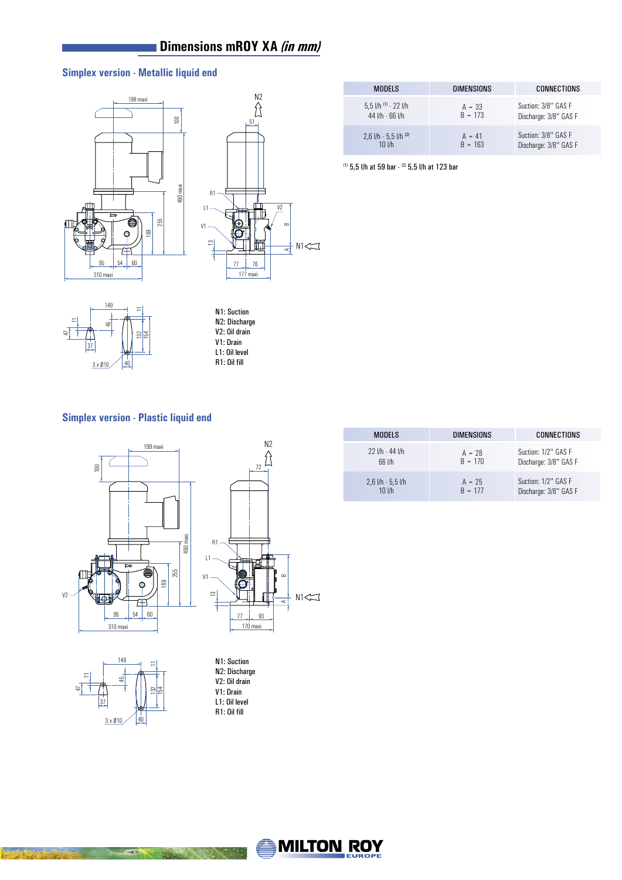# Dimensions mROY XA *(in mm)*

## Simplex version - Metallic liquid end

| MODELS | DIMENSIONS | CONNECTIONS |
|---|---|---|
| 5,5 l/h [(1)] - 22 l/h<br>44 l/h - 66 l/h | A = 33<br>B = 173 | Suction: 3/8" GAS F<br>Discharge: 3/8" GAS F |
| 2,6 l/h - 5,5 l/h [(2)]<br>10 l/h | A = 41<br>B = 163 | Suction: 3/8" GAS F<br>Discharge: 3/8" GAS F |

[(1)] 5,5 l/h at 59 bar - [(2)] 5,5 l/h at 123 bar

N1: Suction
N2: Discharge
V2: Oil drain
V1: Drain
L1: Oil level
R1: Oil fill

## Simplex version - Plastic liquid end

| MODELS | DIMENSIONS | CONNECTIONS |
|---|---|---|
| 22 l/h - 44 l/h<br>66 l/h | A = 28<br>B = 170 | Suction: 1/2" GAS F<br>Discharge: 3/8" GAS F |
| 2,6 l/h - 5,5 l/h<br>10 l/h | A = 25<br>B = 177 | Suction: 3/8" GAS F<br>Discharge: 3/8" GAS F |

N1: Suction
N2: Discharge
V2: Oil drain
V1: Drain
L1: Oil level
R1: Oil fill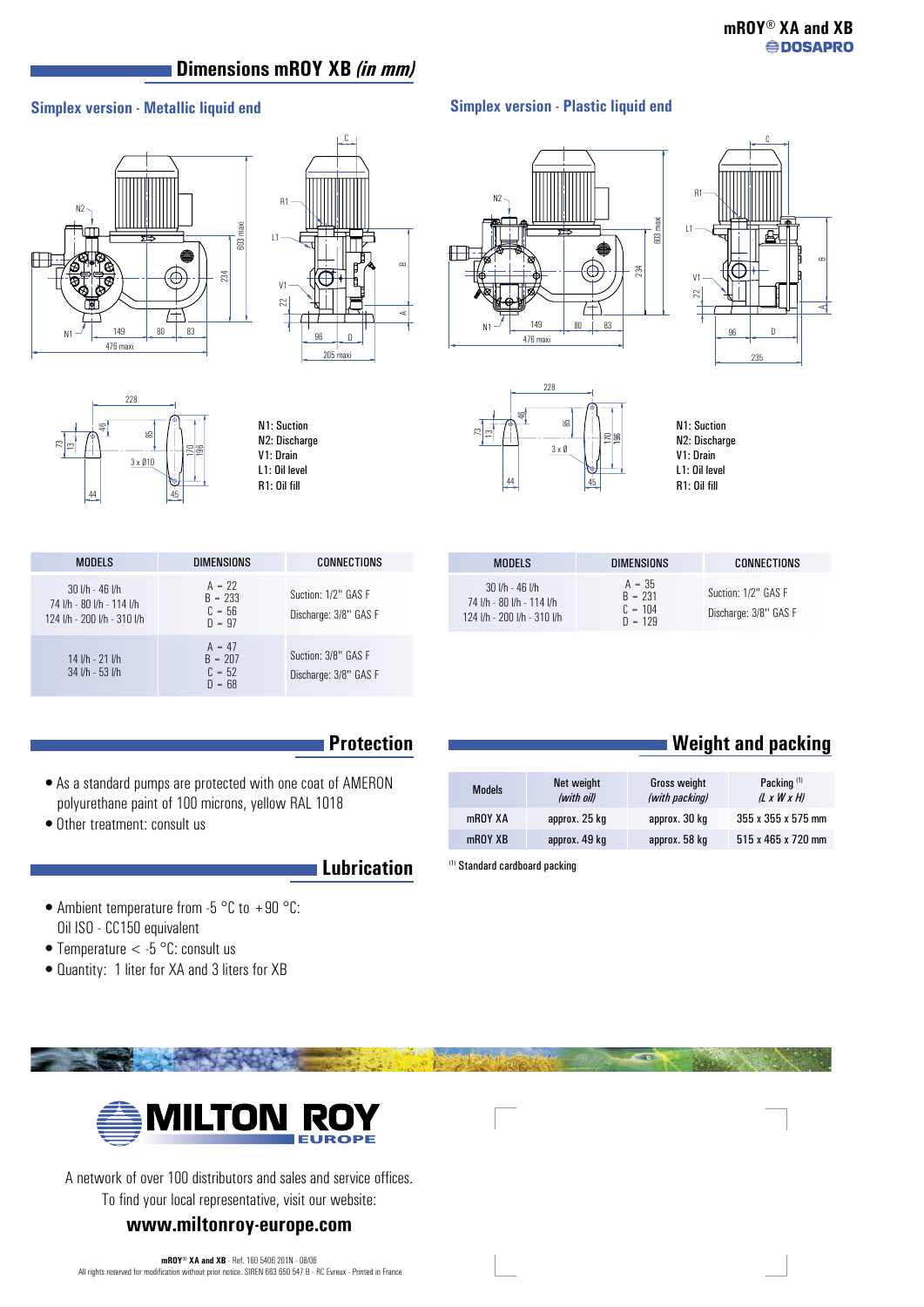## Dimensions mROY XB *(in mm)*

### Simplex version - Metallic liquid end

C

R1

N2

L1

V1

603 maxi

234

22

B

A

N1

149

80

83

476 maxi

96

D

205 maxi

228

73

13

46

85

3 x Ø10

170

196

44

45

N1: Suction
N2: Discharge
V1: Drain
L1: Oil level
R1: Oil fill

| MODELS | DIMENSIONS | CONNECTIONS |
|---|---|---|
| 30 l/h - 46 l/h<br>74 l/h - 80 l/h - 114 l/h<br>124 l/h - 200 l/h - 310 l/h | A = 22<br>B = 233<br>C = 56<br>D = 97 | Suction: 1/2" GAS F<br>Discharge: 3/8" GAS F |
| 14 l/h - 21 l/h<br>34 l/h - 53 l/h | A = 47<br>B = 207<br>C = 52<br>D = 68 | Suction: 3/8" GAS F<br>Discharge: 3/8" GAS F |

### Simplex version - Plastic liquid end

C

R1

N2

L1

V1

603 maxi

234

22

B

A

N1

149

80

83

476 maxi

96

D

235

228

73

13

46

85

3 x Ø

170

196

44

45

N1: Suction
N2: Discharge
V1: Drain
L1: Oil level
R1: Oil fill

| MODELS | DIMENSIONS | CONNECTIONS |
|---|---|---|
| 30 l/h - 46 l/h<br>74 l/h - 80 l/h - 114 l/h<br>124 l/h - 200 l/h - 310 l/h | A = 35<br>B = 231<br>C = 104<br>D = 129 | Suction: 1/2" GAS F<br>Discharge: 3/8" GAS F |

## Protection

- As a standard pumps are protected with one coat of AMERON polyurethane paint of 100 microns, yellow RAL 1018
- Other treatment: consult us

## Lubrication

- Ambient temperature from -5 °C to +90 °C:
  Oil ISO - CC150 equivalent
- Temperature < -5 °C: consult us
- Quantity: 1 liter for XA and 3 liters for XB

## Weight and packing

| Models | Net weight *(with oil)* | Gross weight *(with packing)* | Packing [(1)] *(L x W x H)* |
|---|---|---|---|
| mROY XA | approx. 25 kg | approx. 30 kg | 355 x 355 x 575 mm |
| mROY XB | approx. 49 kg | approx. 58 kg | 515 x 465 x 720 mm |

[(1)] Standard cardboard packing

MILTON ROY EUROPE

A network of over 100 distributors and sales and service offices.
To find your local representative, visit our website:

**www.miltonroy-europe.com**

**mROY® XA and XB** - Ref. 160 5406 201N - 08/06
All rights reserved for modification without prior notice. SIREN 663 650 547 B - RC Evreux - Printed in France